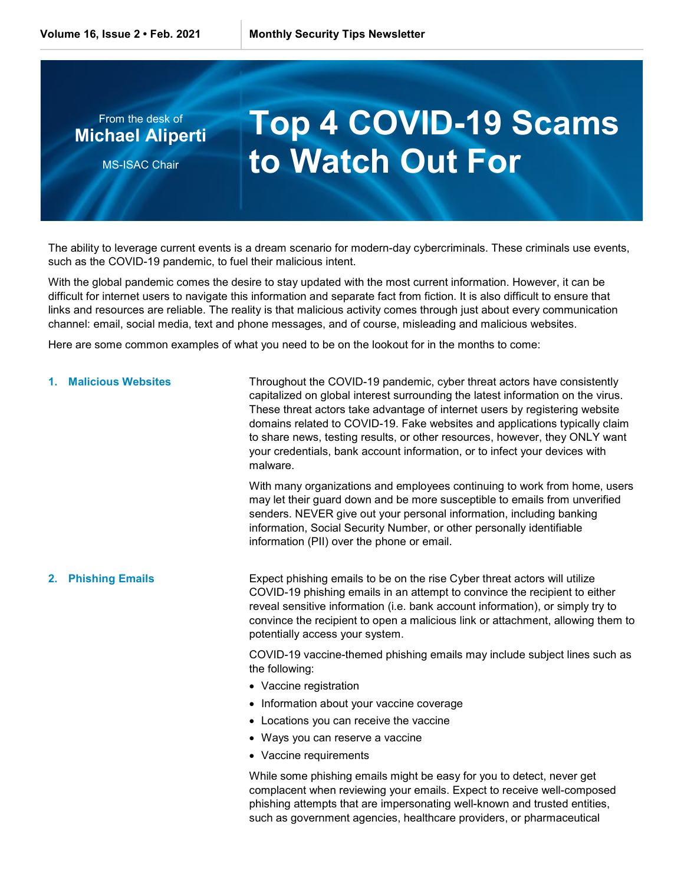From the desk of
**Michael Aliperti**
MS-ISAC Chair

# Top 4 COVID-19 Scams to Watch Out For

The ability to leverage current events is a dream scenario for modern-day cybercriminals. These criminals use events, such as the COVID-19 pandemic, to fuel their malicious intent.

With the global pandemic comes the desire to stay updated with the most current information. However, it can be difficult for internet users to navigate this information and separate fact from fiction. It is also difficult to ensure that links and resources are reliable. The reality is that malicious activity comes through just about every communication channel: email, social media, text and phone messages, and of course, misleading and malicious websites.

Here are some common examples of what you need to be on the lookout for in the months to come:

## 1. Malicious Websites

Throughout the COVID-19 pandemic, cyber threat actors have consistently capitalized on global interest surrounding the latest information on the virus. These threat actors take advantage of internet users by registering website domains related to COVID-19. Fake websites and applications typically claim to share news, testing results, or other resources, however, they ONLY want your credentials, bank account information, or to infect your devices with malware.

With many organizations and employees continuing to work from home, users may let their guard down and be more susceptible to emails from unverified senders. NEVER give out your personal information, including banking information, Social Security Number, or other personally identifiable information (PII) over the phone or email.

## 2. Phishing Emails

Expect phishing emails to be on the rise Cyber threat actors will utilize COVID-19 phishing emails in an attempt to convince the recipient to either reveal sensitive information (i.e. bank account information), or simply try to convince the recipient to open a malicious link or attachment, allowing them to potentially access your system.

COVID-19 vaccine-themed phishing emails may include subject lines such as the following:

- Vaccine registration
- Information about your vaccine coverage
- Locations you can receive the vaccine
- Ways you can reserve a vaccine
- Vaccine requirements

While some phishing emails might be easy for you to detect, never get complacent when reviewing your emails. Expect to receive well-composed phishing attempts that are impersonating well-known and trusted entities, such as government agencies, healthcare providers, or pharmaceutical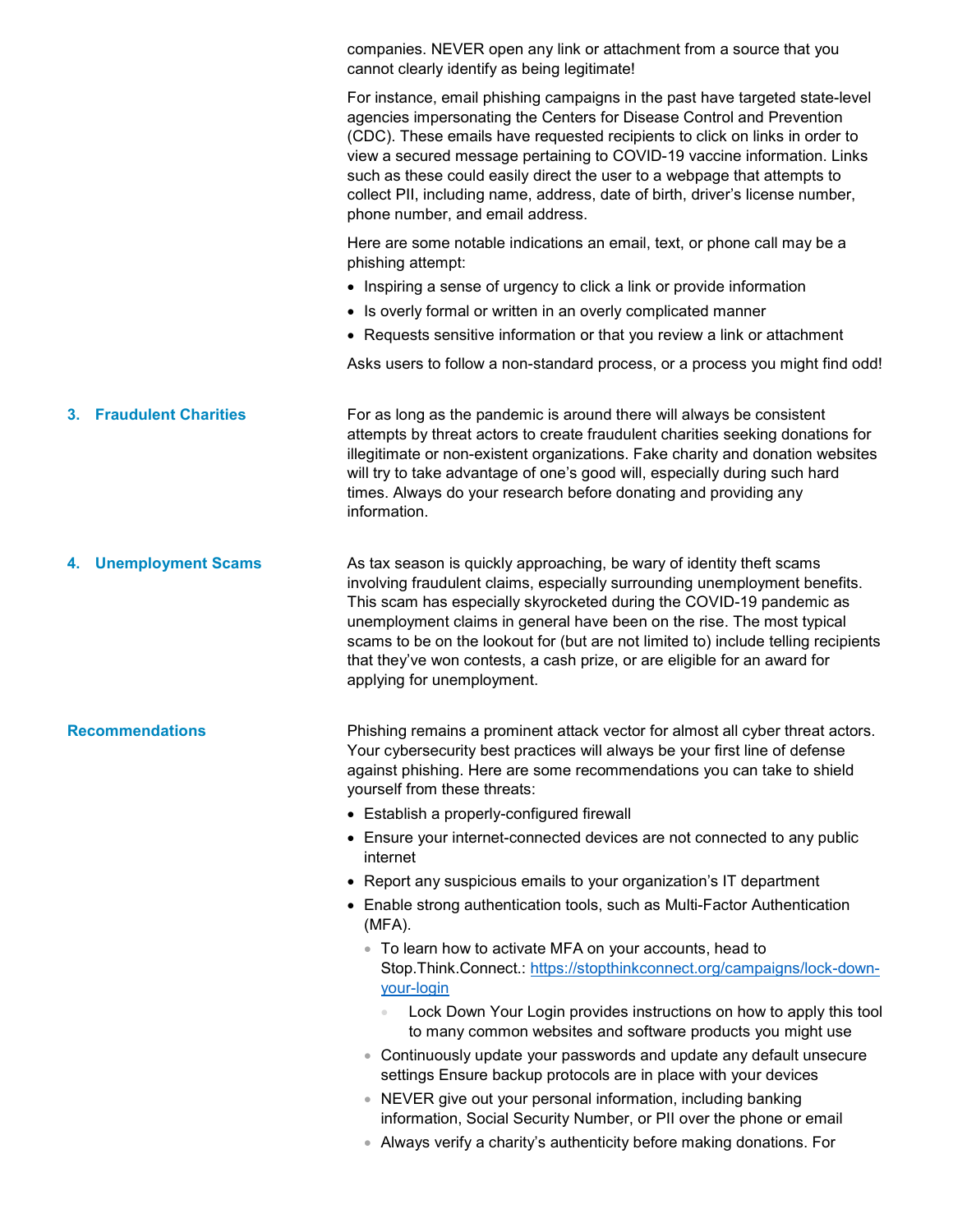companies. NEVER open any link or attachment from a source that you cannot clearly identify as being legitimate!

For instance, email phishing campaigns in the past have targeted state-level agencies impersonating the Centers for Disease Control and Prevention (CDC). These emails have requested recipients to click on links in order to view a secured message pertaining to COVID-19 vaccine information. Links such as these could easily direct the user to a webpage that attempts to collect PII, including name, address, date of birth, driver's license number, phone number, and email address.

Here are some notable indications an email, text, or phone call may be a phishing attempt:

- Inspiring a sense of urgency to click a link or provide information
- Is overly formal or written in an overly complicated manner
- Requests sensitive information or that you review a link or attachment

Asks users to follow a non-standard process, or a process you might find odd!

### 3. Fraudulent Charities

For as long as the pandemic is around there will always be consistent attempts by threat actors to create fraudulent charities seeking donations for illegitimate or non-existent organizations. Fake charity and donation websites will try to take advantage of one's good will, especially during such hard times. Always do your research before donating and providing any information.

### 4. Unemployment Scams

As tax season is quickly approaching, be wary of identity theft scams involving fraudulent claims, especially surrounding unemployment benefits. This scam has especially skyrocketed during the COVID-19 pandemic as unemployment claims in general have been on the rise. The most typical scams to be on the lookout for (but are not limited to) include telling recipients that they've won contests, a cash prize, or are eligible for an award for applying for unemployment.

### Recommendations

Phishing remains a prominent attack vector for almost all cyber threat actors. Your cybersecurity best practices will always be your first line of defense against phishing. Here are some recommendations you can take to shield yourself from these threats:

- Establish a properly-configured firewall
- Ensure your internet-connected devices are not connected to any public internet
- Report any suspicious emails to your organization's IT department
- Enable strong authentication tools, such as Multi-Factor Authentication (MFA).
  - To learn how to activate MFA on your accounts, head to Stop.Think.Connect.: https://stopthinkconnect.org/campaigns/lock-down-your-login
    - Lock Down Your Login provides instructions on how to apply this tool to many common websites and software products you might use
  - Continuously update your passwords and update any default unsecure settings Ensure backup protocols are in place with your devices
  - NEVER give out your personal information, including banking information, Social Security Number, or PII over the phone or email
  - Always verify a charity's authenticity before making donations. For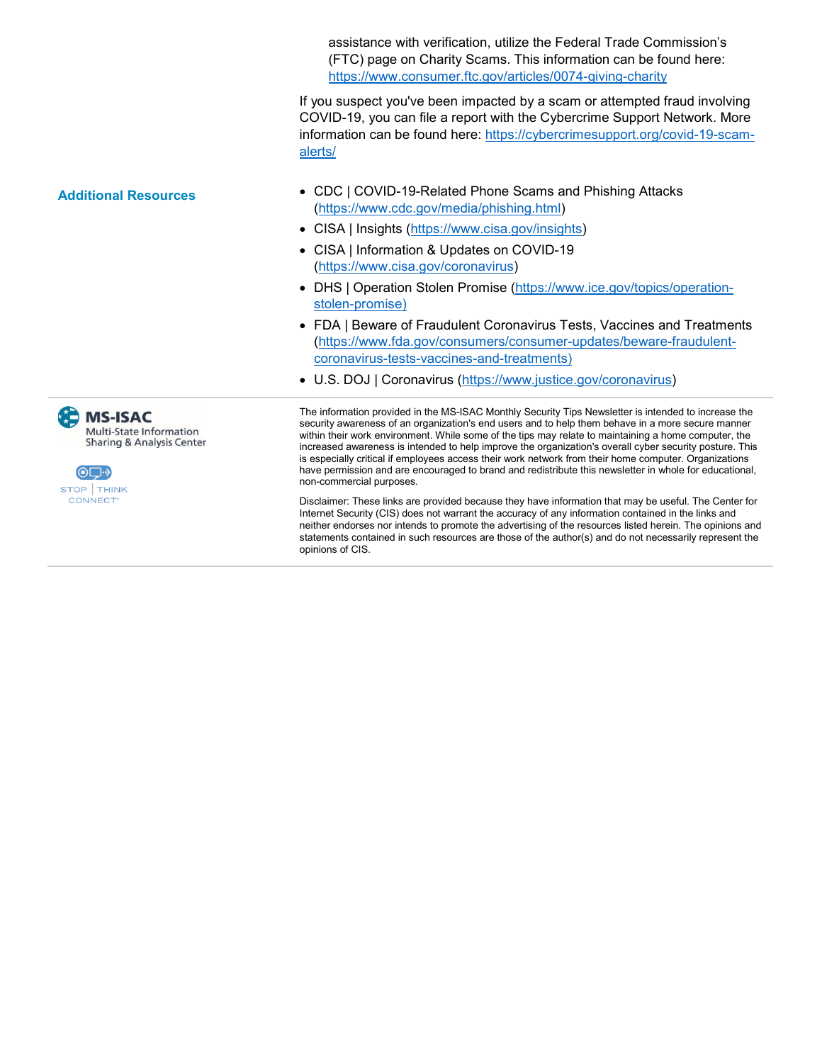assistance with verification, utilize the Federal Trade Commission's (FTC) page on Charity Scams. This information can be found here: https://www.consumer.ftc.gov/articles/0074-giving-charity

If you suspect you've been impacted by a scam or attempted fraud involving COVID-19, you can file a report with the Cybercrime Support Network. More information can be found here: https://cybercrimesupport.org/covid-19-scam-alerts/

## Additional Resources

- CDC | COVID-19-Related Phone Scams and Phishing Attacks (https://www.cdc.gov/media/phishing.html)
- CISA | Insights (https://www.cisa.gov/insights)
- CISA | Information & Updates on COVID-19 (https://www.cisa.gov/coronavirus)
- DHS | Operation Stolen Promise (https://www.ice.gov/topics/operation-stolen-promise)
- FDA | Beware of Fraudulent Coronavirus Tests, Vaccines and Treatments (https://www.fda.gov/consumers/consumer-updates/beware-fraudulent-coronavirus-tests-vaccines-and-treatments)
- U.S. DOJ | Coronavirus (https://www.justice.gov/coronavirus)

MS-ISAC
Multi-State Information Sharing & Analysis Center

STOP | THINK CONNECT

The information provided in the MS-ISAC Monthly Security Tips Newsletter is intended to increase the security awareness of an organization's end users and to help them behave in a more secure manner within their work environment. While some of the tips may relate to maintaining a home computer, the increased awareness is intended to help improve the organization's overall cyber security posture. This is especially critical if employees access their work network from their home computer. Organizations have permission and are encouraged to brand and redistribute this newsletter in whole for educational, non-commercial purposes.

Disclaimer: These links are provided because they have information that may be useful. The Center for Internet Security (CIS) does not warrant the accuracy of any information contained in the links and neither endorses nor intends to promote the advertising of the resources listed herein. The opinions and statements contained in such resources are those of the author(s) and do not necessarily represent the opinions of CIS.